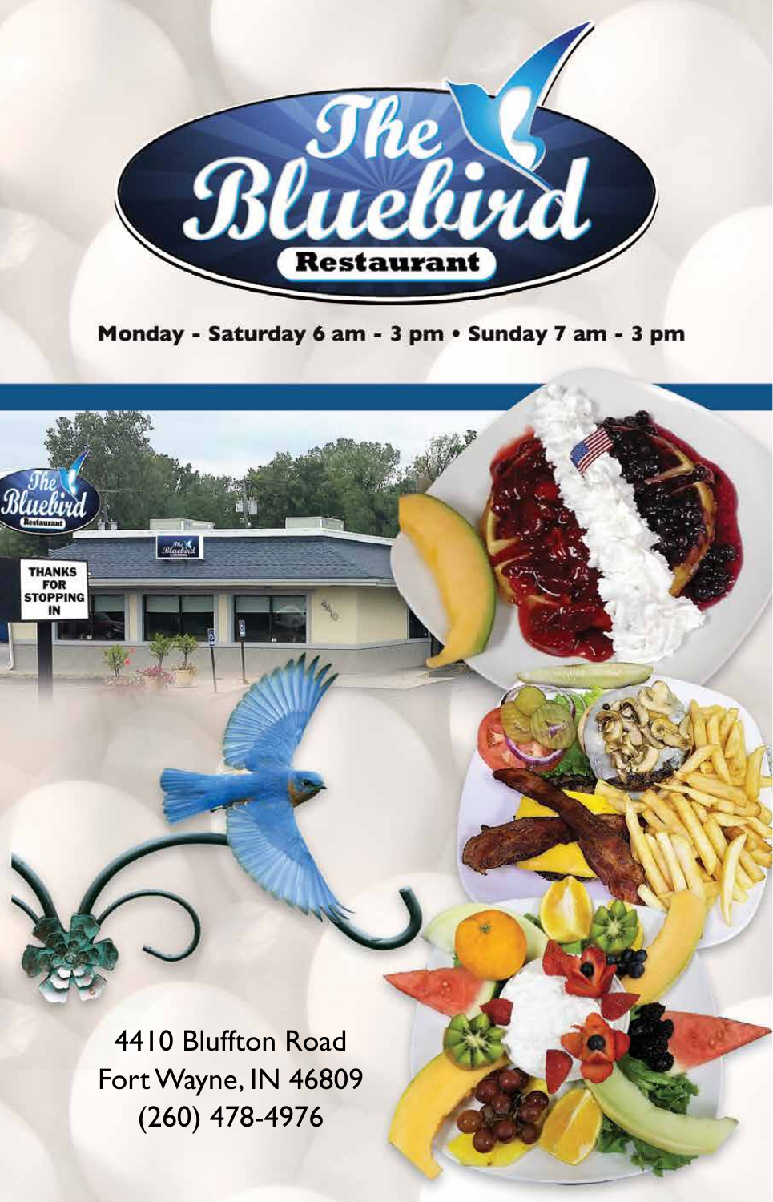# The Bluebird Restaurant

Monday - Saturday 6 am - 3 pm • Sunday 7 am - 3 pm

4410 Bluffton Road
Fort Wayne, IN 46809
(260) 478-4976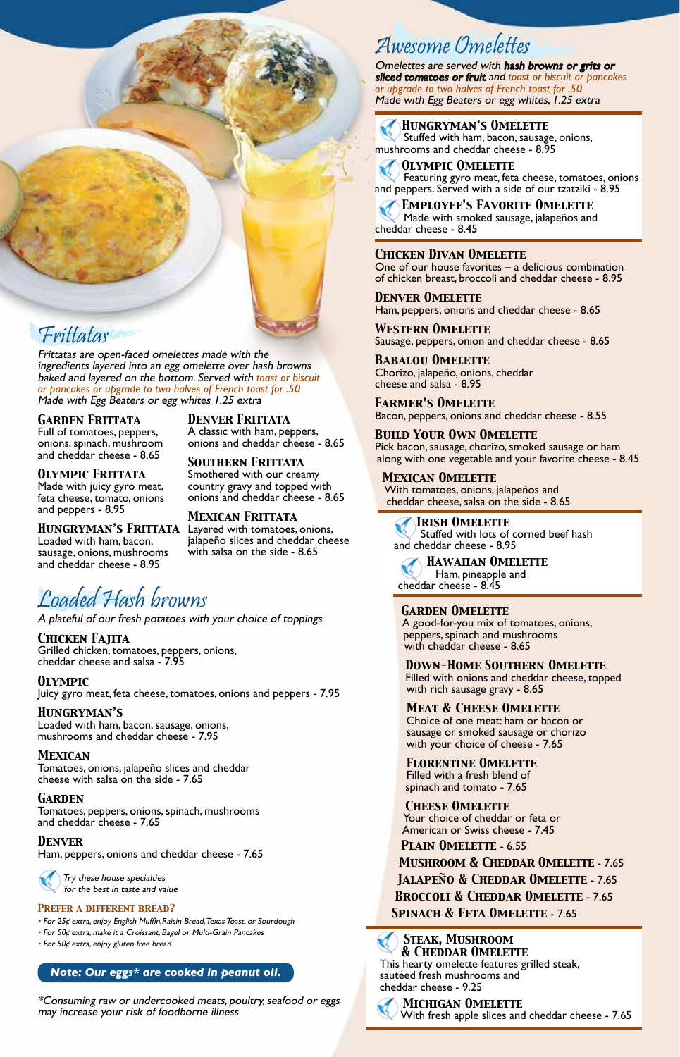## Frittatas

*Frittatas are open-faced omelettes made with the ingredients layered into an egg omelette over hash browns baked and layered on the bottom. Served with toast or biscuit or pancakes or upgrade to two halves of French toast for .50*
*Made with Egg Beaters or egg whites 1.25 extra*

### Garden Frittata
Full of tomatoes, peppers, onions, spinach, mushroom and cheddar cheese - 8.65

### Olympic Frittata
Made with juicy gyro meat, feta cheese, tomato, onions and peppers - 8.95

### Hungryman's Frittata
Loaded with ham, bacon, sausage, onions, mushrooms and cheddar cheese - 8.95

### Denver Frittata
A classic with ham, peppers, onions and cheddar cheese - 8.65

### Southern Frittata
Smothered with our creamy country gravy and topped with onions and cheddar cheese - 8.65

### Mexican Frittata
Layered with tomatoes, onions, jalapeño slices and cheddar cheese with salsa on the side - 8.65

## Loaded Hash browns

*A plateful of our fresh potatoes with your choice of toppings*

### Chicken Fajita
Grilled chicken, tomatoes, peppers, onions, cheddar cheese and salsa - 7.95

### Olympic
Juicy gyro meat, feta cheese, tomatoes, onions and peppers - 7.95

### Hungryman's
Loaded with ham, bacon, sausage, onions, mushrooms and cheddar cheese - 7.95

### Mexican
Tomatoes, onions, jalapeño slices and cheddar cheese with salsa on the side - 7.65

### Garden
Tomatoes, peppers, onions, spinach, mushrooms and cheddar cheese - 7.65

### Denver
Ham, peppers, onions and cheddar cheese - 7.65

*Try these house specialties for the best in taste and value*

### Prefer a different bread?
- *For 25¢ extra, enjoy English Muffin, Raisin Bread, Texas Toast, or Sourdough*
- *For 50¢ extra, make it a Croissant, Bagel or Multi-Grain Pancakes*
- *For 50¢ extra, enjoy gluten free bread*

**Note: Our eggs* are cooked in peanut oil.**

*\*Consuming raw or undercooked meats, poultry, seafood or eggs may increase your risk of foodborne illness*

## Awesome Omelettes

*Omelettes are served with **hash browns or grits or sliced tomatoes or fruit** and toast or biscuit or pancakes or upgrade to two halves of French toast for .50*
*Made with Egg Beaters or egg whites, 1.25 extra*

### Hungryman's Omelette
Stuffed with ham, bacon, sausage, onions, mushrooms and cheddar cheese - 8.95

### Olympic Omelette
Featuring gyro meat, feta cheese, tomatoes, onions and peppers. Served with a side of our tzatziki - 8.95

### Employee's Favorite Omelette
Made with smoked sausage, jalapeños and cheddar cheese - 8.45

### Chicken Divan Omelette
One of our house favorites – a delicious combination of chicken breast, broccoli and cheddar cheese - 8.95

### Denver Omelette
Ham, peppers, onions and cheddar cheese - 8.65

### Western Omelette
Sausage, peppers, onion and cheddar cheese - 8.65

### Babalou Omelette
Chorizo, jalapeño, onions, cheddar cheese and salsa - 8.95

### Farmer's Omelette
Bacon, peppers, onions and cheddar cheese - 8.55

### Build Your Own Omelette
Pick bacon, sausage, chorizo, smoked sausage or ham along with one vegetable and your favorite cheese - 8.45

### Mexican Omelette
With tomatoes, onions, jalapeños and cheddar cheese, salsa on the side - 8.65

### Irish Omelette
Stuffed with lots of corned beef hash and cheddar cheese - 8.95

### Hawaiian Omelette
Ham, pineapple and cheddar cheese - 8.45

### Garden Omelette
A good-for-you mix of tomatoes, onions, peppers, spinach and mushrooms with cheddar cheese - 8.65

### Down-Home Southern Omelette
Filled with onions and cheddar cheese, topped with rich sausage gravy - 8.65

### Meat & Cheese Omelette
Choice of one meat: ham or bacon or sausage or smoked sausage or chorizo with your choice of cheese - 7.65

### Florentine Omelette
Filled with a fresh blend of spinach and tomato - 7.65

### Cheese Omelette
Your choice of cheddar or feta or American or Swiss cheese - 7.45

### Plain Omelette - 6.55

### Mushroom & Cheddar Omelette - 7.65

### Jalapeño & Cheddar Omelette - 7.65

### Broccoli & Cheddar Omelette - 7.65

### Spinach & Feta Omelette - 7.65

### Steak, Mushroom & Cheddar Omelette
This hearty omelette features grilled steak, sautéed fresh mushrooms and cheddar cheese - 9.25

### Michigan Omelette
With fresh apple slices and cheddar cheese - 7.65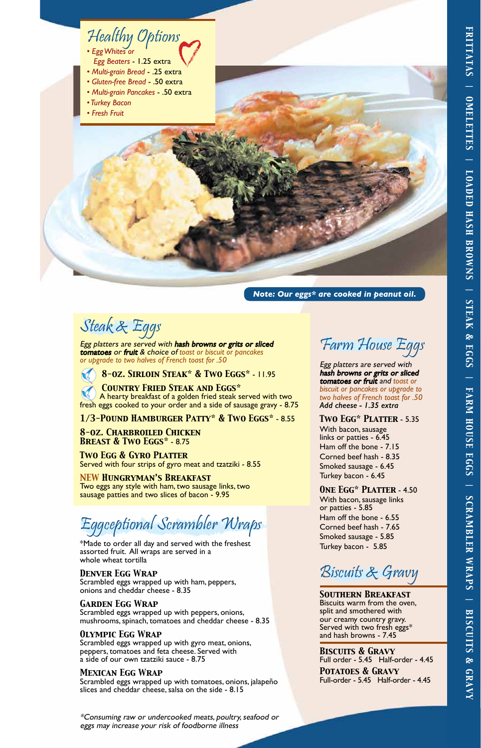## Healthy Options

- *Egg Whites or Egg Beaters* - 1.25 extra
- *Multi-grain Bread* - .25 extra
- *Gluten-free Bread* - .50 extra
- *Multi-grain Pancakes* - .50 extra
- *Turkey Bacon*
- *Fresh Fruit*

***Note: Our eggs* are cooked in peanut oil.***

## Steak & Eggs

*Egg platters are served with **hash browns or grits or sliced tomatoes** or **fruit** & choice of toast or biscuit or pancakes or upgrade to two halves of French toast for .50*

**8-OZ. SIRLOIN STEAK* & TWO EGGS*** - 11.95

**COUNTRY FRIED STEAK AND EGGS***
A hearty breakfast of a golden fried steak served with two fresh eggs cooked to your order and a side of sausage gravy - 8.75

**1/3-POUND HAMBURGER PATTY* & TWO EGGS*** - 8.55

**8-OZ. CHARBROILED CHICKEN BREAST & TWO EGGS*** - 8.75

**TWO EGG & GYRO PLATTER**
Served with four strips of gyro meat and tzatziki - 8.55

**NEW HUNGRYMAN'S BREAKFAST**
Two eggs any style with ham, two sausage links, two sausage patties and two slices of bacon - 9.95

## Eggceptional Scrambler Wraps

*Made to order all day and served with the freshest assorted fruit. All wraps are served in a whole wheat tortilla

**DENVER EGG WRAP**
Scrambled eggs wrapped up with ham, peppers, onions and cheddar cheese - 8.35

**GARDEN EGG WRAP**
Scrambled eggs wrapped up with peppers, onions, mushrooms, spinach, tomatoes and cheddar cheese - 8.35

**OLYMPIC EGG WRAP**
Scrambled eggs wrapped up with gyro meat, onions, peppers, tomatoes and feta cheese. Served with a side of our own tzatziki sauce - 8.75

**MEXICAN EGG WRAP**
Scrambled eggs wrapped up with tomatoes, onions, jalapeño slices and cheddar cheese, salsa on the side - 8.15

## Farm House Eggs

*Egg platters are served with **hash browns or grits or sliced tomatoes or fruit** and toast or biscuit or pancakes or upgrade to two halves of French toast for .50*
***Add cheese - 1.35 extra***

**TWO EGG* PLATTER** - 5.35
With bacon, sausage links or patties - 6.45
Ham off the bone - 7.15
Corned beef hash - 8.35
Smoked sausage - 6.45
Turkey bacon - 6.45

**ONE EGG* PLATTER** - 4.50
With bacon, sausage links or patties - 5.85
Ham off the bone - 6.55
Corned beef hash - 7.65
Smoked sausage - 5.85
Turkey bacon - 5.85

## Biscuits & Gravy

**SOUTHERN BREAKFAST**
Biscuits warm from the oven, split and smothered with our creamy country gravy. Served with two fresh eggs* and hash browns - 7.45

**BISCUITS & GRAVY**
Full order - 5.45 Half-order - 4.45

**POTATOES & GRAVY**
Full-order - 5.45 Half-order - 4.45

*\*Consuming raw or undercooked meats, poultry, seafood or eggs may increase your risk of foodborne illness*

FRITTATAS | OMELETTES | LOADED HASH BROWNS | STEAK & EGGS | FARM HOUSE EGGS | SCRAMBLER WRAPS | BISCUITS & GRAVY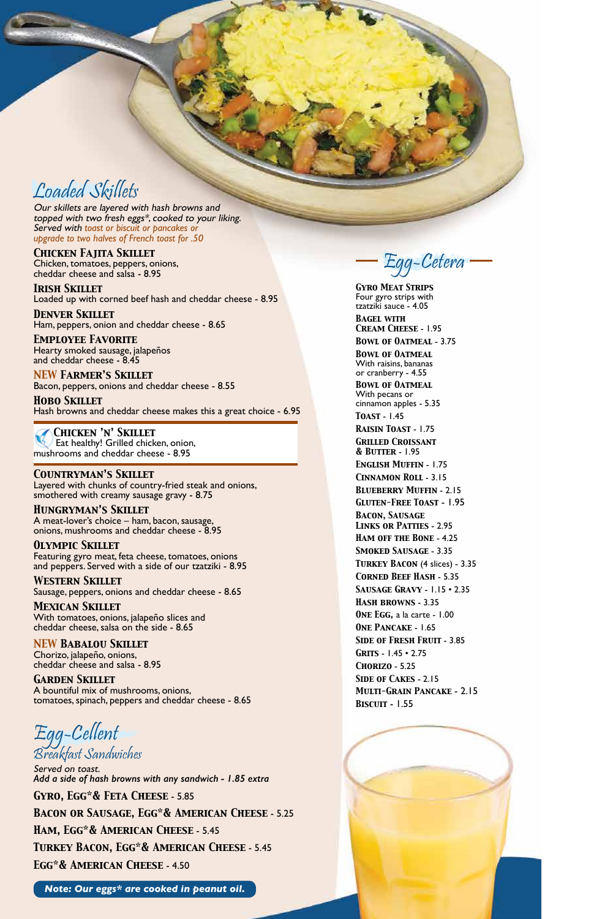## Loaded Skillets

*Our skillets are layered with hash browns and topped with two fresh eggs*, cooked to your liking. Served with toast or biscuit or pancakes or upgrade to two halves of French toast for .50*

**Chicken Fajita Skillet**
Chicken, tomatoes, peppers, onions, cheddar cheese and salsa - 8.95

**Irish Skillet**
Loaded up with corned beef hash and cheddar cheese - 8.95

**Denver Skillet**
Ham, peppers, onion and cheddar cheese - 8.65

**Employee Favorite**
Hearty smoked sausage, jalapeños and cheddar cheese - 8.45

**NEW Farmer's Skillet**
Bacon, peppers, onions and cheddar cheese - 8.55

**Hobo Skillet**
Hash browns and cheddar cheese makes this a great choice - 6.95

**Chicken 'N' Skillet**
Eat healthy! Grilled chicken, onion, mushrooms and cheddar cheese - 8.95

**Countryman's Skillet**
Layered with chunks of country-fried steak and onions, smothered with creamy sausage gravy - 8.75

**Hungryman's Skillet**
A meat-lover's choice – ham, bacon, sausage, onions, mushrooms and cheddar cheese - 8.95

**Olympic Skillet**
Featuring gyro meat, feta cheese, tomatoes, onions and peppers. Served with a side of our tzatziki - 8.95

**Western Skillet**
Sausage, peppers, onions and cheddar cheese - 8.65

**Mexican Skillet**
With tomatoes, onions, jalapeño slices and cheddar cheese, salsa on the side - 8.65

**NEW Babalou Skillet**
Chorizo, jalapeño, onions, cheddar cheese and salsa - 8.95

**Garden Skillet**
A bountiful mix of mushrooms, onions, tomatoes, spinach, peppers and cheddar cheese - 8.65

## Egg-Cellent
### Breakfast Sandwiches

*Served on toast.*
*Add a side of hash browns with any sandwich - 1.85 extra*

**Gyro, Egg*& Feta Cheese** - 5.85

**Bacon or Sausage, Egg*& American Cheese** - 5.25

**Ham, Egg*& American Cheese** - 5.45

**Turkey Bacon, Egg*& American Cheese** - 5.45

**Egg*& American Cheese** - 4.50

***Note: Our eggs* are cooked in peanut oil.***

## Egg-Cetera

**Gyro Meat Strips**
Four gyro strips with tzatziki sauce - 4.05

**Bagel with Cream Cheese** - 1.95

**Bowl of Oatmeal** - 3.75

**Bowl of Oatmeal**
With raisins, bananas or cranberry - 4.55

**Bowl of Oatmeal**
With pecans or cinnamon apples - 5.35

**Toast** - 1.45

**Raisin Toast** - 1.75

**Grilled Croissant & Butter** - 1.95

**English Muffin** - 1.75

**Cinnamon Roll** - 3.15

**Blueberry Muffin** - 2.15

**Gluten-Free Toast** - 1.95

**Bacon, Sausage Links or Patties** - 2.95

**Ham off the Bone** - 4.25

**Smoked Sausage** - 3.35

**Turkey Bacon** (4 slices) - 3.35

**Corned Beef Hash** - 5.35

**Sausage Gravy** - 1.15 • 2.35

**Hash Browns** - 3.35

**One Egg,** a la carte - 1.00

**One Pancake** - 1.65

**Side of Fresh Fruit** - 3.85

**Grits** - 1.45 • 2.75

**Chorizo** - 5.25

**Side of Cakes** - 2.15

**Multi-Grain Pancake** - 2.15

**Biscuit** - 1.55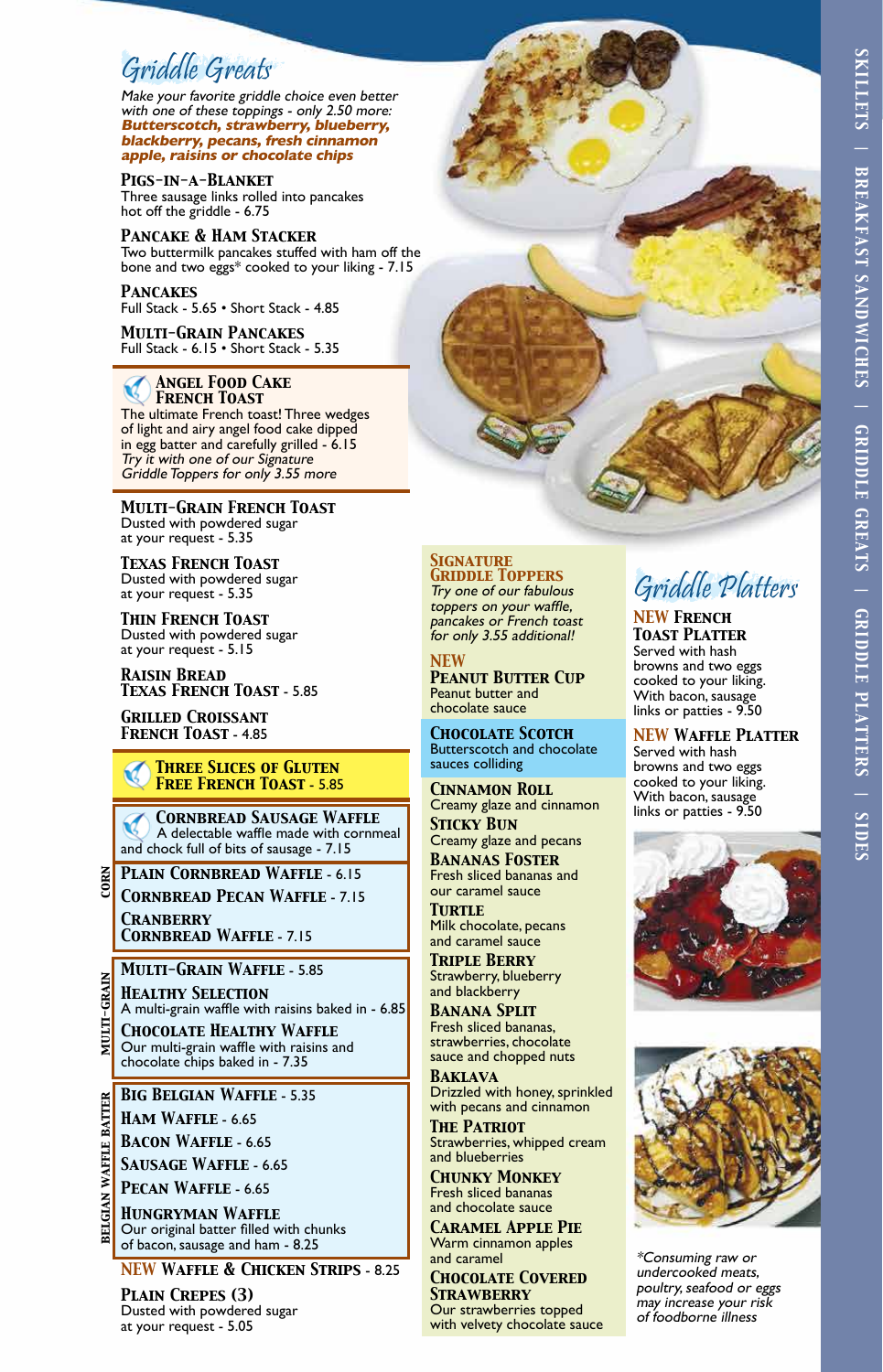# Griddle Greats

*Make your favorite griddle choice even better with one of these toppings - only 2.50 more:* ***Butterscotch, strawberry, blueberry, blackberry, pecans, fresh cinnamon apple, raisins or chocolate chips***

**Pigs-in-a-Blanket**
Three sausage links rolled into pancakes hot off the griddle - 6.75

**Pancake & Ham Stacker**
Two buttermilk pancakes stuffed with ham off the bone and two eggs* cooked to your liking - 7.15

**Pancakes**
Full Stack - 5.65 • Short Stack - 4.85

**Multi-Grain Pancakes**
Full Stack - 6.15 • Short Stack - 5.35

**Angel Food Cake French Toast**
The ultimate French toast! Three wedges of light and airy angel food cake dipped in egg batter and carefully grilled - 6.15
*Try it with one of our Signature Griddle Toppers for only 3.55 more*

**Multi-Grain French Toast**
Dusted with powdered sugar at your request - 5.35

**Texas French Toast**
Dusted with powdered sugar at your request - 5.35

**Thin French Toast**
Dusted with powdered sugar at your request - 5.15

**Raisin Bread Texas French Toast** - 5.85

**Grilled Croissant French Toast** - 4.85

**Three Slices of Gluten Free French Toast** - 5.85

**Cornbread Sausage Waffle**
A delectable waffle made with cornmeal and chock full of bits of sausage - 7.15

**CORN**

**Plain Cornbread Waffle** - 6.15

**Cornbread Pecan Waffle** - 7.15

**Cranberry Cornbread Waffle** - 7.15

**MULTI-GRAIN**

**Multi-Grain Waffle** - 5.85

**Healthy Selection**
A multi-grain waffle with raisins baked in - 6.85

**Chocolate Healthy Waffle**
Our multi-grain waffle with raisins and chocolate chips baked in - 7.35

**BELGIAN WAFFLE BATTER**

**Big Belgian Waffle** - 5.35

**Ham Waffle** - 6.65

**Bacon Waffle** - 6.65

**Sausage Waffle** - 6.65

**Pecan Waffle** - 6.65

**Hungryman Waffle**
Our original batter filled with chunks of bacon, sausage and ham - 8.25

**NEW Waffle & Chicken Strips** - 8.25

**Plain Crepes (3)**
Dusted with powdered sugar at your request - 5.05

## Signature Griddle Toppers

*Try one of our fabulous toppers on your waffle, pancakes or French toast for only 3.55 additional!*

**NEW Peanut Butter Cup**
Peanut butter and chocolate sauce

**Chocolate Scotch**
Butterscotch and chocolate sauces colliding

**Cinnamon Roll**
Creamy glaze and cinnamon

**Sticky Bun**
Creamy glaze and pecans

**Bananas Foster**
Fresh sliced bananas and our caramel sauce

**Turtle**
Milk chocolate, pecans and caramel sauce

**Triple Berry**
Strawberry, blueberry and blackberry

**Banana Split**
Fresh sliced bananas, strawberries, chocolate sauce and chopped nuts

**Baklava**
Drizzled with honey, sprinkled with pecans and cinnamon

**The Patriot**
Strawberries, whipped cream and blueberries

**Chunky Monkey**
Fresh sliced bananas and chocolate sauce

**Caramel Apple Pie**
Warm cinnamon apples and caramel

**Chocolate Covered Strawberry**
Our strawberries topped with velvety chocolate sauce

# Griddle Platters

**NEW French Toast Platter**
Served with hash browns and two eggs cooked to your liking. With bacon, sausage links or patties - 9.50

**NEW Waffle Platter**
Served with hash browns and two eggs cooked to your liking. With bacon, sausage links or patties - 9.50

*\*Consuming raw or undercooked meats, poultry, seafood or eggs may increase your risk of foodborne illness*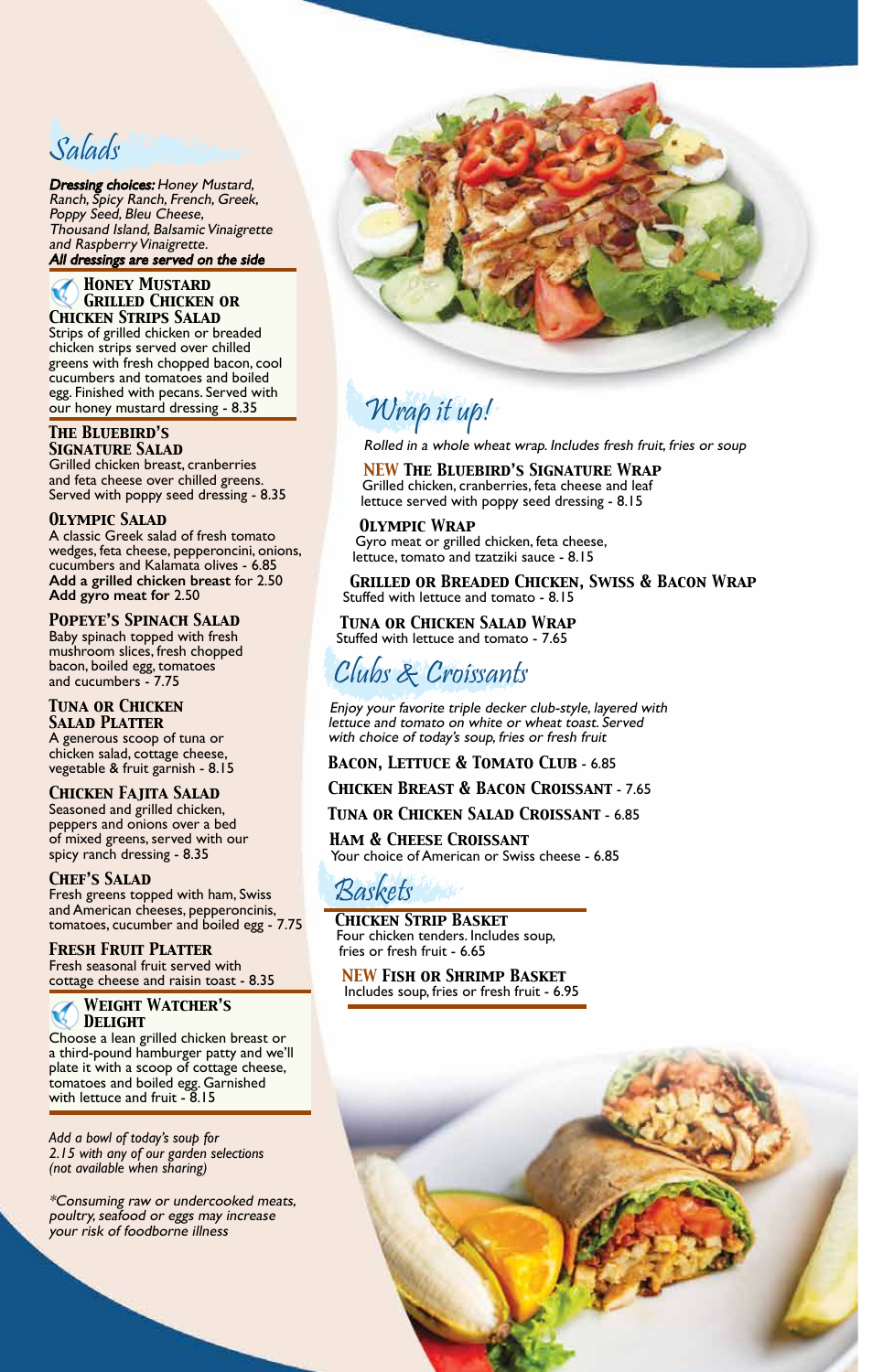## Salads

***Dressing choices:*** *Honey Mustard, Ranch, Spicy Ranch, French, Greek, Poppy Seed, Bleu Cheese, Thousand Island, Balsamic Vinaigrette and Raspberry Vinaigrette.*
***All dressings are served on the side***

### Honey Mustard Grilled Chicken or Chicken Strips Salad
Strips of grilled chicken or breaded chicken strips served over chilled greens with fresh chopped bacon, cool cucumbers and tomatoes and boiled egg. Finished with pecans. Served with our honey mustard dressing - 8.35

### The Bluebird's Signature Salad
Grilled chicken breast, cranberries and feta cheese over chilled greens. Served with poppy seed dressing - 8.35

### Olympic Salad
A classic Greek salad of fresh tomato wedges, feta cheese, pepperoncini, onions, cucumbers and Kalamata olives - 6.85
**Add a grilled chicken breast** for 2.50
**Add gyro meat for** 2.50

### Popeye's Spinach Salad
Baby spinach topped with fresh mushroom slices, fresh chopped bacon, boiled egg, tomatoes and cucumbers - 7.75

### Tuna or Chicken Salad Platter
A generous scoop of tuna or chicken salad, cottage cheese, vegetable & fruit garnish - 8.15

### Chicken Fajita Salad
Seasoned and grilled chicken, peppers and onions over a bed of mixed greens, served with our spicy ranch dressing - 8.35

### Chef's Salad
Fresh greens topped with ham, Swiss and American cheeses, pepperoncinis, tomatoes, cucumber and boiled egg - 7.75

### Fresh Fruit Platter
Fresh seasonal fruit served with cottage cheese and raisin toast - 8.35

### Weight Watcher's Delight
Choose a lean grilled chicken breast or a third-pound hamburger patty and we'll plate it with a scoop of cottage cheese, tomatoes and boiled egg. Garnished with lettuce and fruit - 8.15

*Add a bowl of today's soup for 2.15 with any of our garden selections (not available when sharing)*

*\*Consuming raw or undercooked meats, poultry, seafood or eggs may increase your risk of foodborne illness*

## Wrap it up!

*Rolled in a whole wheat wrap. Includes fresh fruit, fries or soup*

### NEW The Bluebird's Signature Wrap
Grilled chicken, cranberries, feta cheese and leaf lettuce served with poppy seed dressing - 8.15

### Olympic Wrap
Gyro meat or grilled chicken, feta cheese, lettuce, tomato and tzatziki sauce - 8.15

### Grilled or Breaded Chicken, Swiss & Bacon Wrap
Stuffed with lettuce and tomato - 8.15

### Tuna or Chicken Salad Wrap
Stuffed with lettuce and tomato - 7.65

## Clubs & Croissants

*Enjoy your favorite triple decker club-style, layered with lettuce and tomato on white or wheat toast. Served with choice of today's soup, fries or fresh fruit*

### Bacon, Lettuce & Tomato Club - 6.85

### Chicken Breast & Bacon Croissant - 7.65

### Tuna or Chicken Salad Croissant - 6.85

### Ham & Cheese Croissant
Your choice of American or Swiss cheese - 6.85

## Baskets

### Chicken Strip Basket
Four chicken tenders. Includes soup, fries or fresh fruit - 6.65

### NEW Fish or Shrimp Basket
Includes soup, fries or fresh fruit - 6.95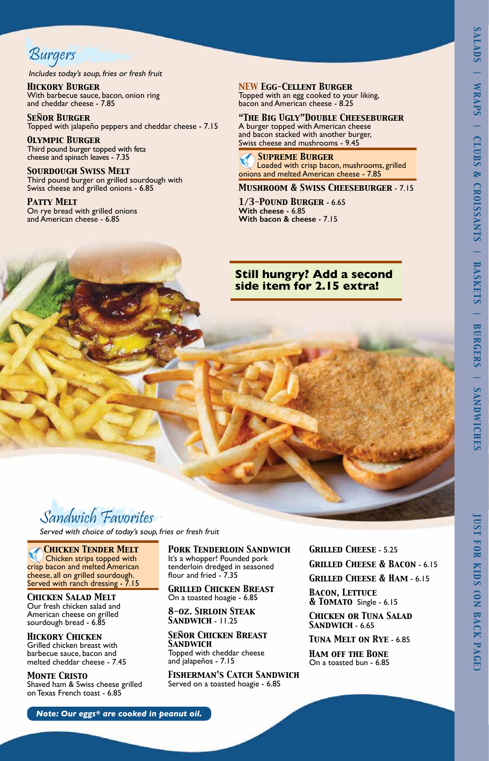## Burgers

*Includes today's soup, fries or fresh fruit*

**Hickory Burger**
With barbecue sauce, bacon, onion ring and cheddar cheese - 7.85

**Señor Burger**
Topped with jalapeño peppers and cheddar cheese - 7.15

**Olympic Burger**
Third pound burger topped with feta cheese and spinach leaves - 7.35

**Sourdough Swiss Melt**
Third pound burger on grilled sourdough with Swiss cheese and grilled onions - 6.85

**Patty Melt**
On rye bread with grilled onions and American cheese - 6.85

**NEW Egg-Cellent Burger**
Topped with an egg cooked to your liking, bacon and American cheese - 8.25

**"The Big Ugly"Double Cheeseburger**
A burger topped with American cheese and bacon stacked with another burger, Swiss cheese and mushrooms - 9.45

**Supreme Burger**
Loaded with crisp bacon, mushrooms, grilled onions and melted American cheese - 7.85

**Mushroom & Swiss Cheeseburger** - 7.15

**1/3-Pound Burger** - 6.65
**With cheese** - 6.85
**With bacon & cheese** - 7.15

**Still hungry? Add a second side item for 2.15 extra!**

## Sandwich Favorites

*Served with choice of today's soup, fries or fresh fruit*

**Chicken Tender Melt**
Chicken strips topped with crisp bacon and melted American cheese, all on grilled sourdough. Served with ranch dressing - 7.15

**Chicken Salad Melt**
Our fresh chicken salad and American cheese on grilled sourdough bread - 6.85

**Hickory Chicken**
Grilled chicken breast with barbecue sauce, bacon and melted cheddar cheese - 7.45

**Monte Cristo**
Shaved ham & Swiss cheese grilled on Texas French toast - 6.85

**Pork Tenderloin Sandwich**
It's a whopper! Pounded pork tenderloin dredged in seasoned flour and fried - 7.35

**Grilled Chicken Breast**
On a toasted hoagie - 6.85

**8-oz. Sirloin Steak Sandwich** - 11.25

**Señor Chicken Breast Sandwich**
Topped with cheddar cheese and jalapeños - 7.15

**Fisherman's Catch Sandwich**
Served on a toasted hoagie - 6.85

**Grilled Cheese** - 5.25

**Grilled Cheese & Bacon** - 6.15

**Grilled Cheese & Ham** - 6.15

**Bacon, Lettuce & Tomato** Single - 6.15

**Chicken or Tuna Salad Sandwich** - 6.65

**Tuna Melt on Rye** - 6.85

**Ham off the Bone**
On a toasted bun - 6.85

***Note: Our eggs* are cooked in peanut oil.***

SALADS | WRAPS | CLUBS & CROISSANTS | BASKETS | BURGERS | SANDWICHES

JUST FOR KIDS (ON BACK PAGE)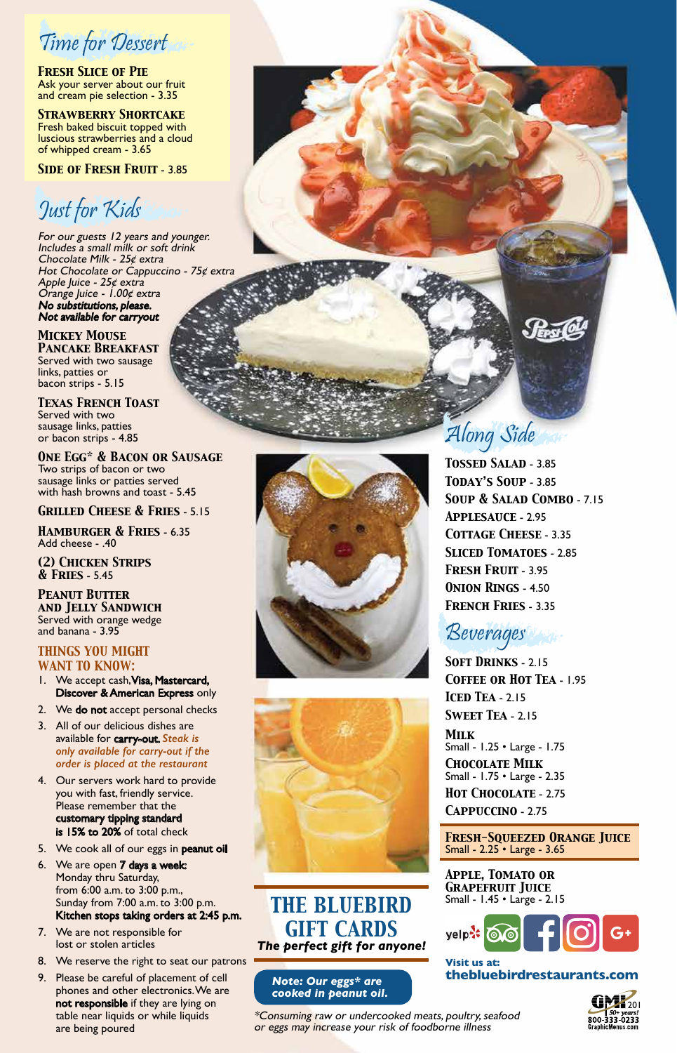## Time for Dessert

**Fresh Slice of Pie**
Ask your server about our fruit and cream pie selection - 3.35

**Strawberry Shortcake**
Fresh baked biscuit topped with luscious strawberries and a cloud of whipped cream - 3.65

**Side of Fresh Fruit** - 3.85

## Just for Kids

*For our guests 12 years and younger.*
*Includes a small milk or soft drink*
*Chocolate Milk - 25¢ extra*
*Hot Chocolate or Cappuccino - 75¢ extra*
*Apple Juice - 25¢ extra*
*Orange Juice - 1.00¢ extra*
***No substitutions, please.***
***Not available for carryout***

**Mickey Mouse Pancake Breakfast**
Served with two sausage links, patties or bacon strips - 5.15

**Texas French Toast**
Served with two sausage links, patties or bacon strips - 4.85

**One Egg* & Bacon or Sausage**
Two strips of bacon or two sausage links or patties served with hash browns and toast - 5.45

**Grilled Cheese & Fries** - 5.15

**Hamburger & Fries** - 6.35
Add cheese - .40

**(2) Chicken Strips & Fries** - 5.45

**Peanut Butter and Jelly Sandwich**
Served with orange wedge and banana - 3.95

## Things You Might Want to Know:

1. We accept cash, **Visa, Mastercard, Discover & American Express** only
2. We **do not** accept personal checks
3. All of our delicious dishes are available for **carry-out.** *Steak is only available for carry-out if the order is placed at the restaurant*
4. Our servers work hard to provide you with fast, friendly service. Please remember that the **customary tipping standard is 15% to 20%** of total check
5. We cook all of our eggs in **peanut oil**
6. We are open **7 days a week:** Monday thru Saturday, from 6:00 a.m. to 3:00 p.m., Sunday from 7:00 a.m. to 3:00 p.m. **Kitchen stops taking orders at 2:45 p.m.**
7. We are not responsible for lost or stolen articles
8. We reserve the right to seat our patrons
9. Please be careful of placement of cell phones and other electronics. We are **not responsible** if they are lying on table near liquids or while liquids are being poured

## The Bluebird Gift Cards

***The perfect gift for anyone!***

***Note: Our eggs* are cooked in peanut oil.***

*\*Consuming raw or undercooked meats, poultry, seafood or eggs may increase your risk of foodborne illness*

## Along Side

**Tossed Salad** - 3.85
**Today's Soup** - 3.85
**Soup & Salad Combo** - 7.15
**Applesauce** - 2.95
**Cottage Cheese** - 3.35
**Sliced Tomatoes** - 2.85
**Fresh Fruit** - 3.95
**Onion Rings** - 4.50
**French Fries** - 3.35

## Beverages

**Soft Drinks** - 2.15
**Coffee or Hot Tea** - 1.95
**Iced Tea** - 2.15
**Sweet Tea** - 2.15
**Milk**
Small - 1.25 • Large - 1.75
**Chocolate Milk**
Small - 1.75 • Large - 2.35
**Hot Chocolate** - 2.75
**Cappuccino** - 2.75

**Fresh-Squeezed Orange Juice**
Small - 2.25 • Large - 3.65

**Apple, Tomato or Grapefruit Juice**
Small - 1.45 • Large - 2.15

**Visit us at:**
**thebluebirdrestaurants.com**

GMI 2019 50+ years! 800-333-0233 GraphicMenus.com